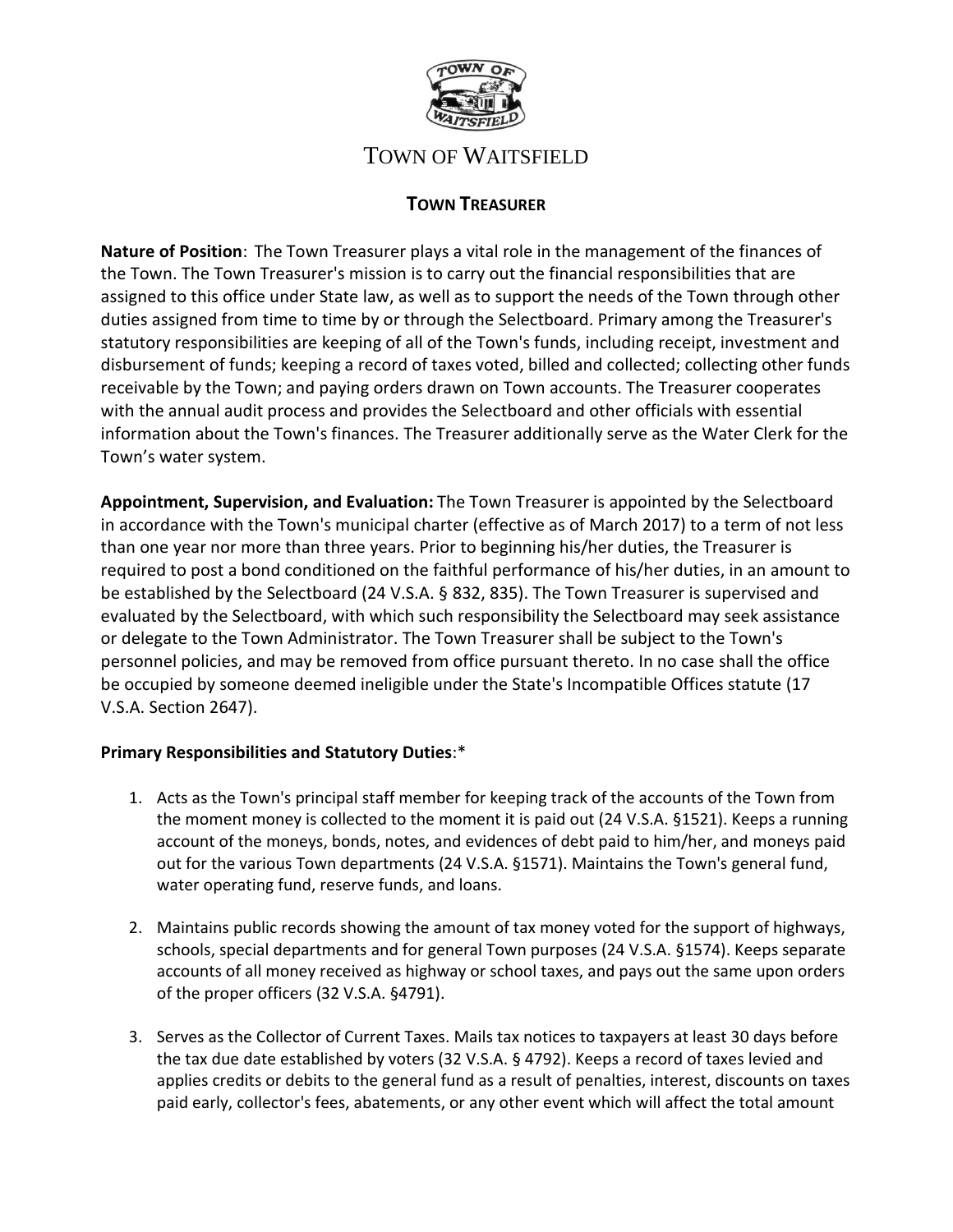# TOWN OF WAITSFIELD

## TOWN TREASURER

**Nature of Position**: The Town Treasurer plays a vital role in the management of the finances of the Town. The Town Treasurer's mission is to carry out the financial responsibilities that are assigned to this office under State law, as well as to support the needs of the Town through other duties assigned from time to time by or through the Selectboard. Primary among the Treasurer's statutory responsibilities are keeping of all of the Town's funds, including receipt, investment and disbursement of funds; keeping a record of taxes voted, billed and collected; collecting other funds receivable by the Town; and paying orders drawn on Town accounts. The Treasurer cooperates with the annual audit process and provides the Selectboard and other officials with essential information about the Town's finances. The Treasurer additionally serve as the Water Clerk for the Town's water system.

**Appointment, Supervision, and Evaluation:** The Town Treasurer is appointed by the Selectboard in accordance with the Town's municipal charter (effective as of March 2017) to a term of not less than one year nor more than three years. Prior to beginning his/her duties, the Treasurer is required to post a bond conditioned on the faithful performance of his/her duties, in an amount to be established by the Selectboard (24 V.S.A. § 832, 835). The Town Treasurer is supervised and evaluated by the Selectboard, with which such responsibility the Selectboard may seek assistance or delegate to the Town Administrator. The Town Treasurer shall be subject to the Town's personnel policies, and may be removed from office pursuant thereto. In no case shall the office be occupied by someone deemed ineligible under the State's Incompatible Offices statute (17 V.S.A. Section 2647).

**Primary Responsibilities and Statutory Duties**:*

1. Acts as the Town's principal staff member for keeping track of the accounts of the Town from the moment money is collected to the moment it is paid out (24 V.S.A. §1521). Keeps a running account of the moneys, bonds, notes, and evidences of debt paid to him/her, and moneys paid out for the various Town departments (24 V.S.A. §1571). Maintains the Town's general fund, water operating fund, reserve funds, and loans.

2. Maintains public records showing the amount of tax money voted for the support of highways, schools, special departments and for general Town purposes (24 V.S.A. §1574). Keeps separate accounts of all money received as highway or school taxes, and pays out the same upon orders of the proper officers (32 V.S.A. §4791).

3. Serves as the Collector of Current Taxes. Mails tax notices to taxpayers at least 30 days before the tax due date established by voters (32 V.S.A. § 4792). Keeps a record of taxes levied and applies credits or debits to the general fund as a result of penalties, interest, discounts on taxes paid early, collector's fees, abatements, or any other event which will affect the total amount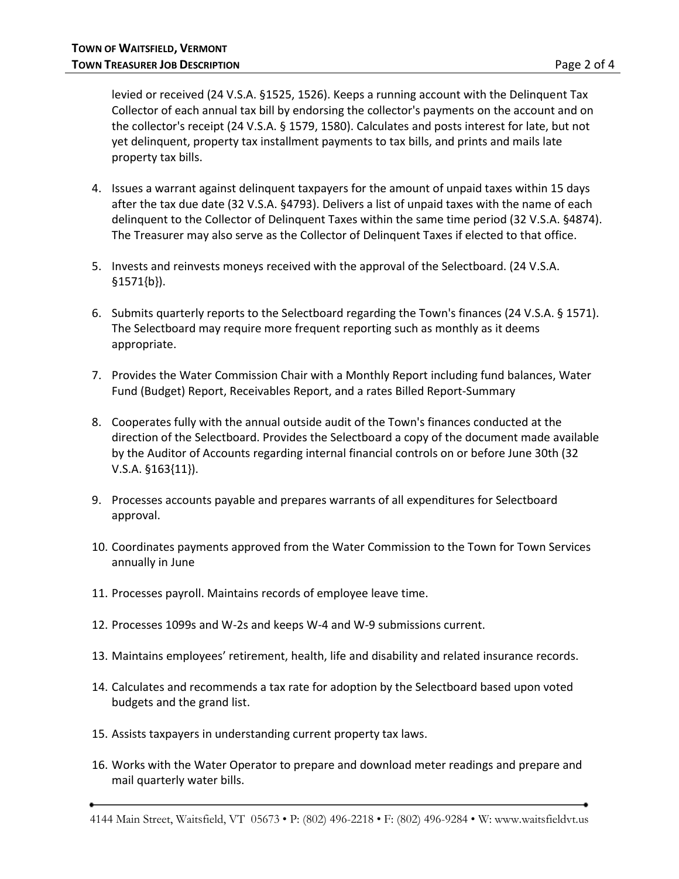levied or received (24 V.S.A. §1525, 1526). Keeps a running account with the Delinquent Tax Collector of each annual tax bill by endorsing the collector's payments on the account and on the collector's receipt (24 V.S.A. § 1579, 1580). Calculates and posts interest for late, but not yet delinquent, property tax installment payments to tax bills, and prints and mails late property tax bills.

4. Issues a warrant against delinquent taxpayers for the amount of unpaid taxes within 15 days after the tax due date (32 V.S.A. §4793). Delivers a list of unpaid taxes with the name of each delinquent to the Collector of Delinquent Taxes within the same time period (32 V.S.A. §4874). The Treasurer may also serve as the Collector of Delinquent Taxes if elected to that office.

5. Invests and reinvests moneys received with the approval of the Selectboard. (24 V.S.A. §1571{b}).

6. Submits quarterly reports to the Selectboard regarding the Town's finances (24 V.S.A. § 1571). The Selectboard may require more frequent reporting such as monthly as it deems appropriate.

7. Provides the Water Commission Chair with a Monthly Report including fund balances, Water Fund (Budget) Report, Receivables Report, and a rates Billed Report-Summary

8. Cooperates fully with the annual outside audit of the Town's finances conducted at the direction of the Selectboard. Provides the Selectboard a copy of the document made available by the Auditor of Accounts regarding internal financial controls on or before June 30th (32 V.S.A. §163{11}).

9. Processes accounts payable and prepares warrants of all expenditures for Selectboard approval.

10. Coordinates payments approved from the Water Commission to the Town for Town Services annually in June

11. Processes payroll. Maintains records of employee leave time.

12. Processes 1099s and W-2s and keeps W-4 and W-9 submissions current.

13. Maintains employees' retirement, health, life and disability and related insurance records.

14. Calculates and recommends a tax rate for adoption by the Selectboard based upon voted budgets and the grand list.

15. Assists taxpayers in understanding current property tax laws.

16. Works with the Water Operator to prepare and download meter readings and prepare and mail quarterly water bills.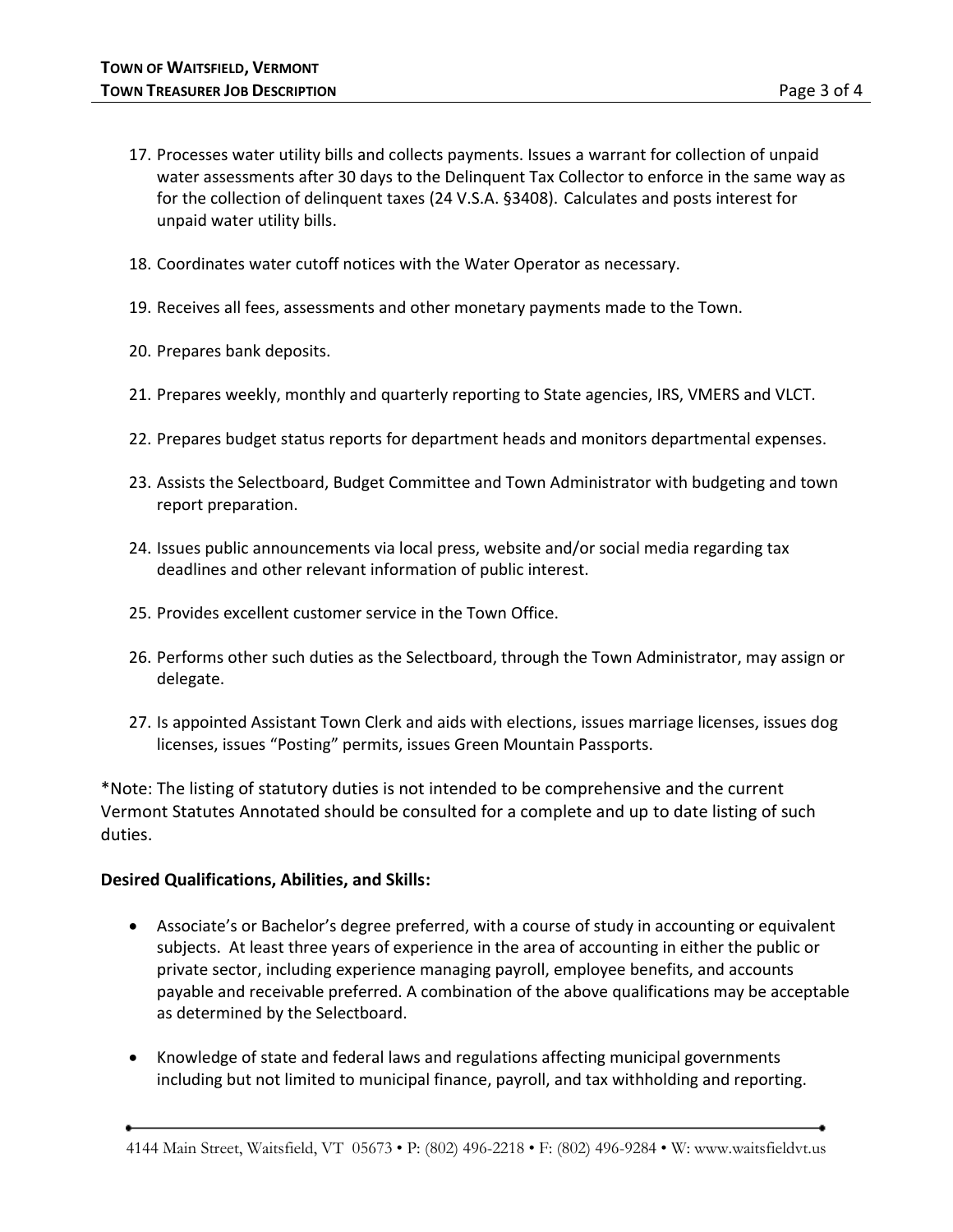17. Processes water utility bills and collects payments. Issues a warrant for collection of unpaid water assessments after 30 days to the Delinquent Tax Collector to enforce in the same way as for the collection of delinquent taxes (24 V.S.A. §3408). Calculates and posts interest for unpaid water utility bills.

18. Coordinates water cutoff notices with the Water Operator as necessary.

19. Receives all fees, assessments and other monetary payments made to the Town.

20. Prepares bank deposits.

21. Prepares weekly, monthly and quarterly reporting to State agencies, IRS, VMERS and VLCT.

22. Prepares budget status reports for department heads and monitors departmental expenses.

23. Assists the Selectboard, Budget Committee and Town Administrator with budgeting and town report preparation.

24. Issues public announcements via local press, website and/or social media regarding tax deadlines and other relevant information of public interest.

25. Provides excellent customer service in the Town Office.

26. Performs other such duties as the Selectboard, through the Town Administrator, may assign or delegate.

27. Is appointed Assistant Town Clerk and aids with elections, issues marriage licenses, issues dog licenses, issues "Posting" permits, issues Green Mountain Passports.

*Note: The listing of statutory duties is not intended to be comprehensive and the current Vermont Statutes Annotated should be consulted for a complete and up to date listing of such duties.

**Desired Qualifications, Abilities, and Skills:**

- Associate's or Bachelor's degree preferred, with a course of study in accounting or equivalent subjects. At least three years of experience in the area of accounting in either the public or private sector, including experience managing payroll, employee benefits, and accounts payable and receivable preferred. A combination of the above qualifications may be acceptable as determined by the Selectboard.

- Knowledge of state and federal laws and regulations affecting municipal governments including but not limited to municipal finance, payroll, and tax withholding and reporting.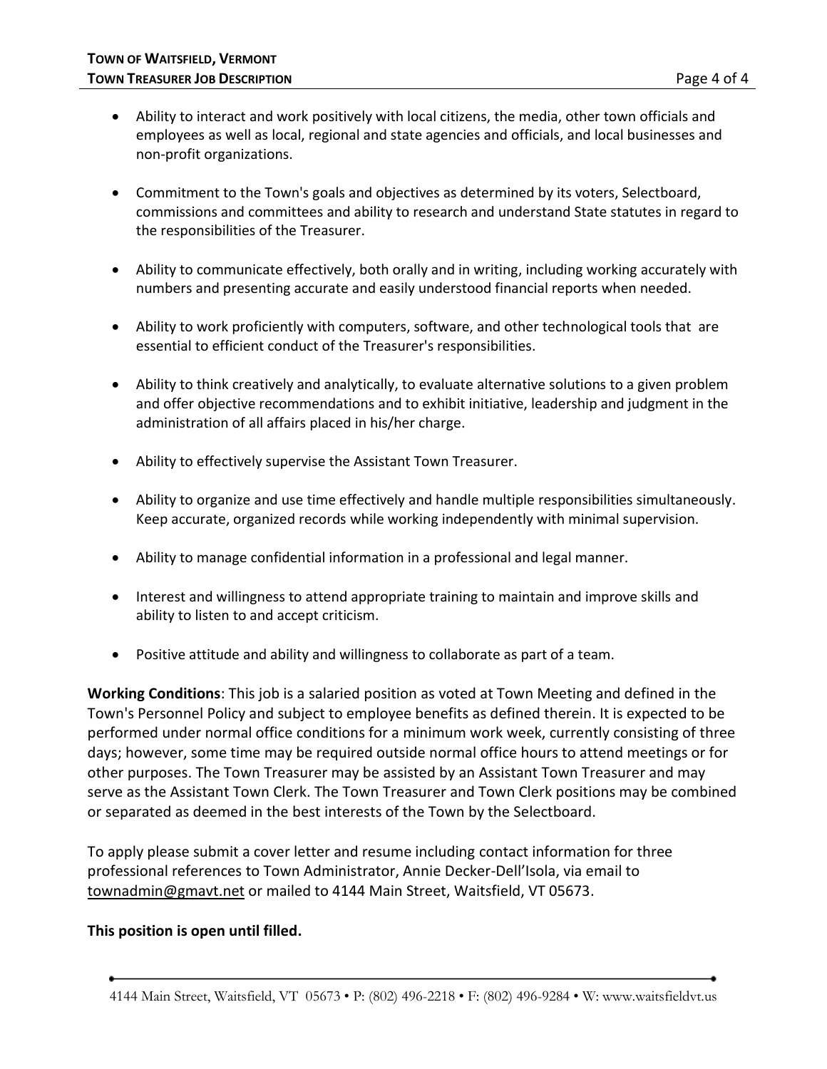- Ability to interact and work positively with local citizens, the media, other town officials and employees as well as local, regional and state agencies and officials, and local businesses and non-profit organizations.

- Commitment to the Town's goals and objectives as determined by its voters, Selectboard, commissions and committees and ability to research and understand State statutes in regard to the responsibilities of the Treasurer.

- Ability to communicate effectively, both orally and in writing, including working accurately with numbers and presenting accurate and easily understood financial reports when needed.

- Ability to work proficiently with computers, software, and other technological tools that are essential to efficient conduct of the Treasurer's responsibilities.

- Ability to think creatively and analytically, to evaluate alternative solutions to a given problem and offer objective recommendations and to exhibit initiative, leadership and judgment in the administration of all affairs placed in his/her charge.

- Ability to effectively supervise the Assistant Town Treasurer.

- Ability to organize and use time effectively and handle multiple responsibilities simultaneously. Keep accurate, organized records while working independently with minimal supervision.

- Ability to manage confidential information in a professional and legal manner.

- Interest and willingness to attend appropriate training to maintain and improve skills and ability to listen to and accept criticism.

- Positive attitude and ability and willingness to collaborate as part of a team.

**Working Conditions**: This job is a salaried position as voted at Town Meeting and defined in the Town's Personnel Policy and subject to employee benefits as defined therein. It is expected to be performed under normal office conditions for a minimum work week, currently consisting of three days; however, some time may be required outside normal office hours to attend meetings or for other purposes. The Town Treasurer may be assisted by an Assistant Town Treasurer and may serve as the Assistant Town Clerk. The Town Treasurer and Town Clerk positions may be combined or separated as deemed in the best interests of the Town by the Selectboard.

To apply please submit a cover letter and resume including contact information for three professional references to Town Administrator, Annie Decker-Dell'Isola, via email to townadmin@gmavt.net or mailed to 4144 Main Street, Waitsfield, VT 05673.

**This position is open until filled.**